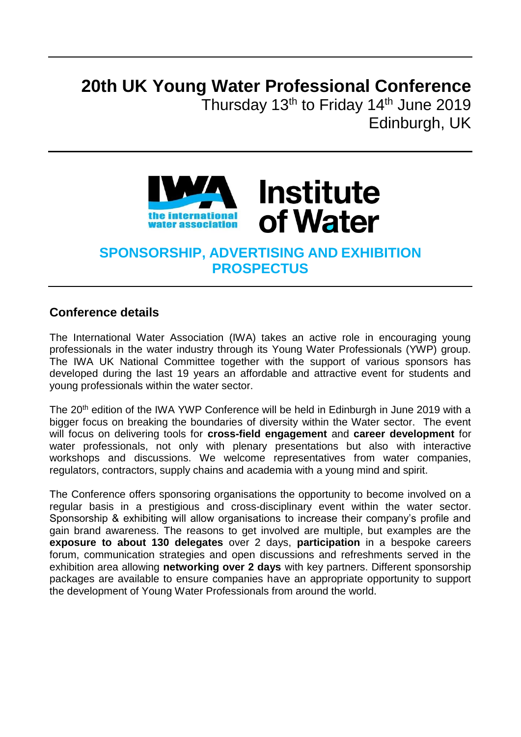# 20th UK Young Water Professional Conference

Thursday 13th to Friday 14th June 2019

Edinburgh, UK

the international water association

Institute of Water

## SPONSORSHIP, ADVERTISING AND EXHIBITION PROSPECTUS

### Conference details

The International Water Association (IWA) takes an active role in encouraging young professionals in the water industry through its Young Water Professionals (YWP) group. The IWA UK National Committee together with the support of various sponsors has developed during the last 19 years an affordable and attractive event for students and young professionals within the water sector.

The 20th edition of the IWA YWP Conference will be held in Edinburgh in June 2019 with a bigger focus on breaking the boundaries of diversity within the Water sector. The event will focus on delivering tools for **cross-field engagement** and **career development** for water professionals, not only with plenary presentations but also with interactive workshops and discussions. We welcome representatives from water companies, regulators, contractors, supply chains and academia with a young mind and spirit.

The Conference offers sponsoring organisations the opportunity to become involved on a regular basis in a prestigious and cross-disciplinary event within the water sector. Sponsorship & exhibiting will allow organisations to increase their company's profile and gain brand awareness. The reasons to get involved are multiple, but examples are the **exposure to about 130 delegates** over 2 days, **participation** in a bespoke careers forum, communication strategies and open discussions and refreshments served in the exhibition area allowing **networking over 2 days** with key partners. Different sponsorship packages are available to ensure companies have an appropriate opportunity to support the development of Young Water Professionals from around the world.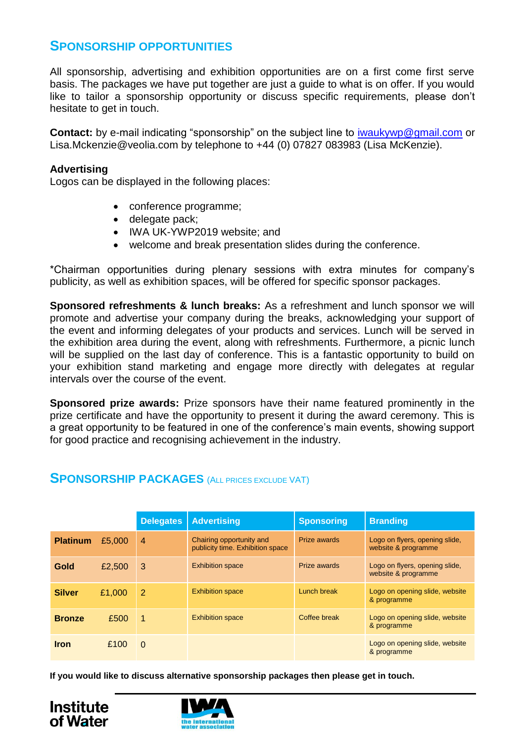## SPONSORSHIP OPPORTUNITIES

All sponsorship, advertising and exhibition opportunities are on a first come first serve basis. The packages we have put together are just a guide to what is on offer. If you would like to tailor a sponsorship opportunity or discuss specific requirements, please don't hesitate to get in touch.

**Contact:** by e-mail indicating "sponsorship" on the subject line to iwaukywp@gmail.com or Lisa.Mckenzie@veolia.com by telephone to +44 (0) 07827 083983 (Lisa McKenzie).

**Advertising**
Logos can be displayed in the following places:

- conference programme;
- delegate pack;
- IWA UK-YWP2019 website; and
- welcome and break presentation slides during the conference.

*Chairman opportunities during plenary sessions with extra minutes for company's publicity, as well as exhibition spaces, will be offered for specific sponsor packages.

**Sponsored refreshments & lunch breaks:** As a refreshment and lunch sponsor we will promote and advertise your company during the breaks, acknowledging your support of the event and informing delegates of your products and services. Lunch will be served in the exhibition area during the event, along with refreshments. Furthermore, a picnic lunch will be supplied on the last day of conference. This is a fantastic opportunity to build on your exhibition stand marketing and engage more directly with delegates at regular intervals over the course of the event.

**Sponsored prize awards:** Prize sponsors have their name featured prominently in the prize certificate and have the opportunity to present it during the award ceremony. This is a great opportunity to be featured in one of the conference's main events, showing support for good practice and recognising achievement in the industry.

## SPONSORSHIP PACKAGES (ALL PRICES EXCLUDE VAT)

| | | Delegates | Advertising | Sponsoring | Branding |
|---|---|---|---|---|---|
| **Platinum** | £5,000 | 4 | Chairing opportunity and publicity time. Exhibition space | Prize awards | Logo on flyers, opening slide, website & programme |
| **Gold** | £2,500 | 3 | Exhibition space | Prize awards | Logo on flyers, opening slide, website & programme |
| **Silver** | £1,000 | 2 | Exhibition space | Lunch break | Logo on opening slide, website & programme |
| **Bronze** | £500 | 1 | Exhibition space | Coffee break | Logo on opening slide, website & programme |
| **Iron** | £100 | 0 | | | Logo on opening slide, website & programme |

**If you would like to discuss alternative sponsorship packages then please get in touch.**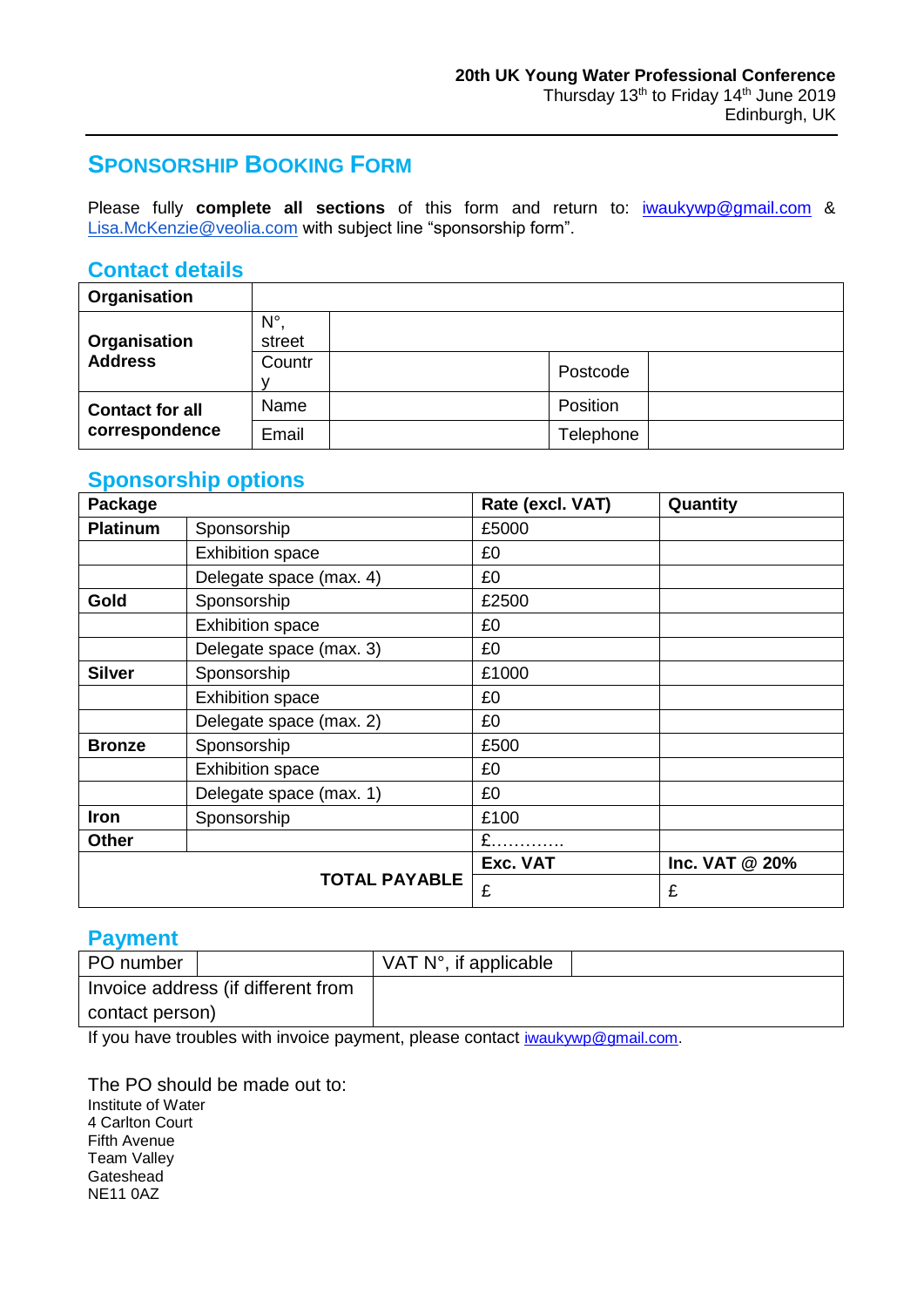**20th UK Young Water Professional Conference**
Thursday 13th to Friday 14th June 2019
Edinburgh, UK

# SPONSORSHIP BOOKING FORM

Please fully **complete all sections** of this form and return to: iwaukywp@gmail.com & Lisa.McKenzie@veolia.com with subject line "sponsorship form".

## Contact details

| | | | | |
|---|---|---|---|---|
| **Organisation** | | | | |
| **Organisation Address** | N°, street | | | |
| | Country | | Postcode | |
| **Contact for all correspondence** | Name | | Position | |
| | Email | | Telephone | |

## Sponsorship options

| Package | | Rate (excl. VAT) | Quantity |
|---|---|---|---|
| **Platinum** | Sponsorship | £5000 | |
| | Exhibition space | £0 | |
| | Delegate space (max. 4) | £0 | |
| **Gold** | Sponsorship | £2500 | |
| | Exhibition space | £0 | |
| | Delegate space (max. 3) | £0 | |
| **Silver** | Sponsorship | £1000 | |
| | Exhibition space | £0 | |
| | Delegate space (max. 2) | £0 | |
| **Bronze** | Sponsorship | £500 | |
| | Exhibition space | £0 | |
| | Delegate space (max. 1) | £0 | |
| **Iron** | Sponsorship | £100 | |
| **Other** | | £………… | |
| | **TOTAL PAYABLE** | **Exc. VAT** | **Inc. VAT @ 20%** |
| | | £ | £ |

## Payment

| | | | |
|---|---|---|---|
| PO number | | VAT N°, if applicable | |
| Invoice address (if different from contact person) | | | |

If you have troubles with invoice payment, please contact iwaukywp@gmail.com.

The PO should be made out to:
Institute of Water
4 Carlton Court
Fifth Avenue
Team Valley
Gateshead
NE11 0AZ